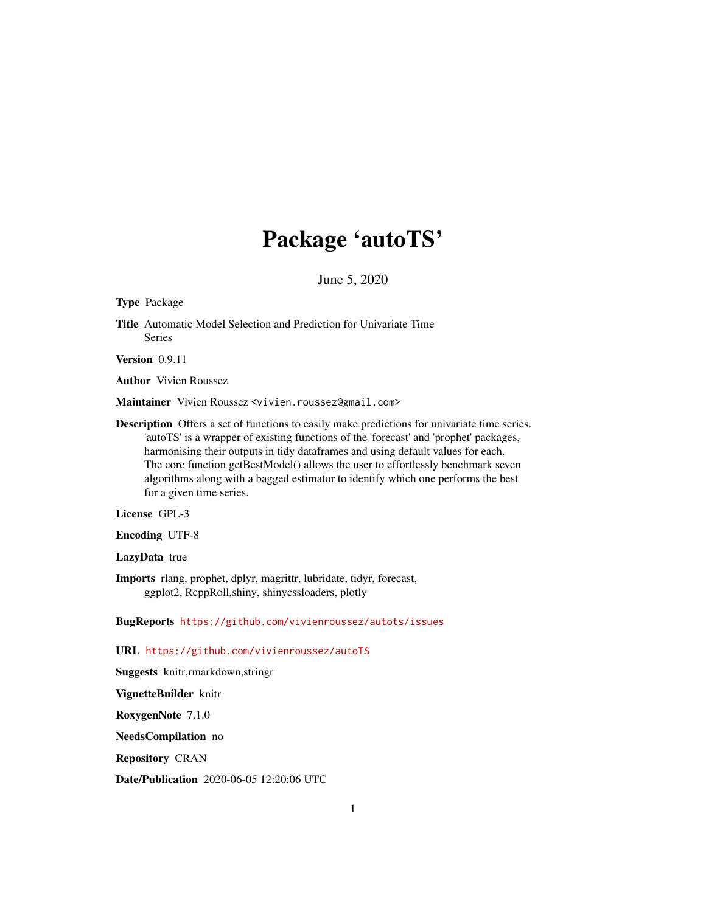# Package 'autoTS'

June 5, 2020

**Type** Package

**Title** Automatic Model Selection and Prediction for Univariate Time Series

**Version** 0.9.11

**Author** Vivien Roussez

**Maintainer** Vivien Roussez <vivien.roussez@gmail.com>

**Description** Offers a set of functions to easily make predictions for univariate time series. 'autoTS' is a wrapper of existing functions of the 'forecast' and 'prophet' packages, harmonising their outputs in tidy dataframes and using default values for each. The core function getBestModel() allows the user to effortlessly benchmark seven algorithms along with a bagged estimator to identify which one performs the best for a given time series.

**License** GPL-3

**Encoding** UTF-8

**LazyData** true

**Imports** rlang, prophet, dplyr, magrittr, lubridate, tidyr, forecast, ggplot2, RcppRoll,shiny, shinycssloaders, plotly

**BugReports** https://github.com/vivienroussez/autots/issues

**URL** https://github.com/vivienroussez/autoTS

**Suggests** knitr,rmarkdown,stringr

**VignetteBuilder** knitr

**RoxygenNote** 7.1.0

**NeedsCompilation** no

**Repository** CRAN

**Date/Publication** 2020-06-05 12:20:06 UTC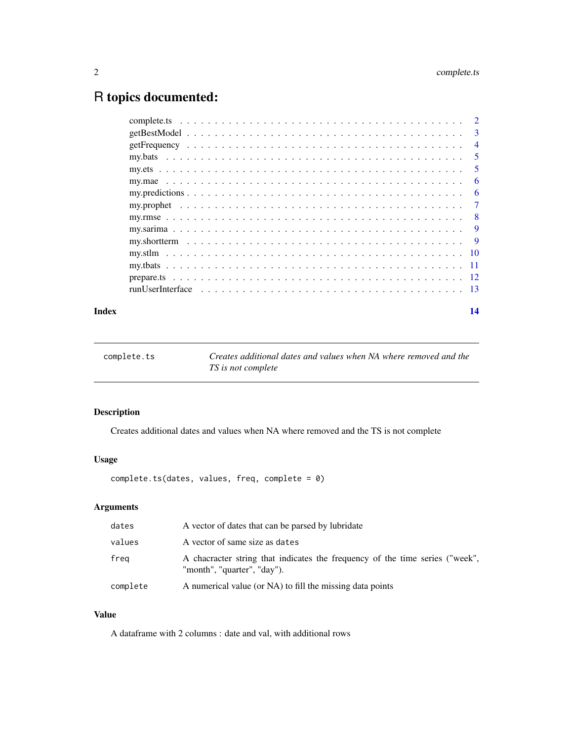# R topics documented:

| | |
|---|---|
| complete.ts | 2 |
| getBestModel | 3 |
| getFrequency | 4 |
| my.bats | 5 |
| my.ets | 5 |
| my.mae | 6 |
| my.predictions | 6 |
| my.prophet | 7 |
| my.rmse | 8 |
| my.sarima | 9 |
| my.shortterm | 9 |
| my.stlm | 10 |
| my.tbats | 11 |
| prepare.ts | 12 |
| runUserInterface | 13 |
| **Index** | **14** |

---

`complete.ts` *Creates additional dates and values when NA where removed and the TS is not complete*

---

## Description

Creates additional dates and values when NA where removed and the TS is not complete

## Usage

```
complete.ts(dates, values, freq, complete = 0)
```

## Arguments

| | |
|---|---|
| `dates` | A vector of dates that can be parsed by lubridate |
| `values` | A vector of same size as `dates` |
| `freq` | A chacracter string that indicates the frequency of the time series ("week", "month", "quarter", "day"). |
| `complete` | A numerical value (or NA) to fill the missing data points |

## Value

A dataframe with 2 columns : date and val, with additional rows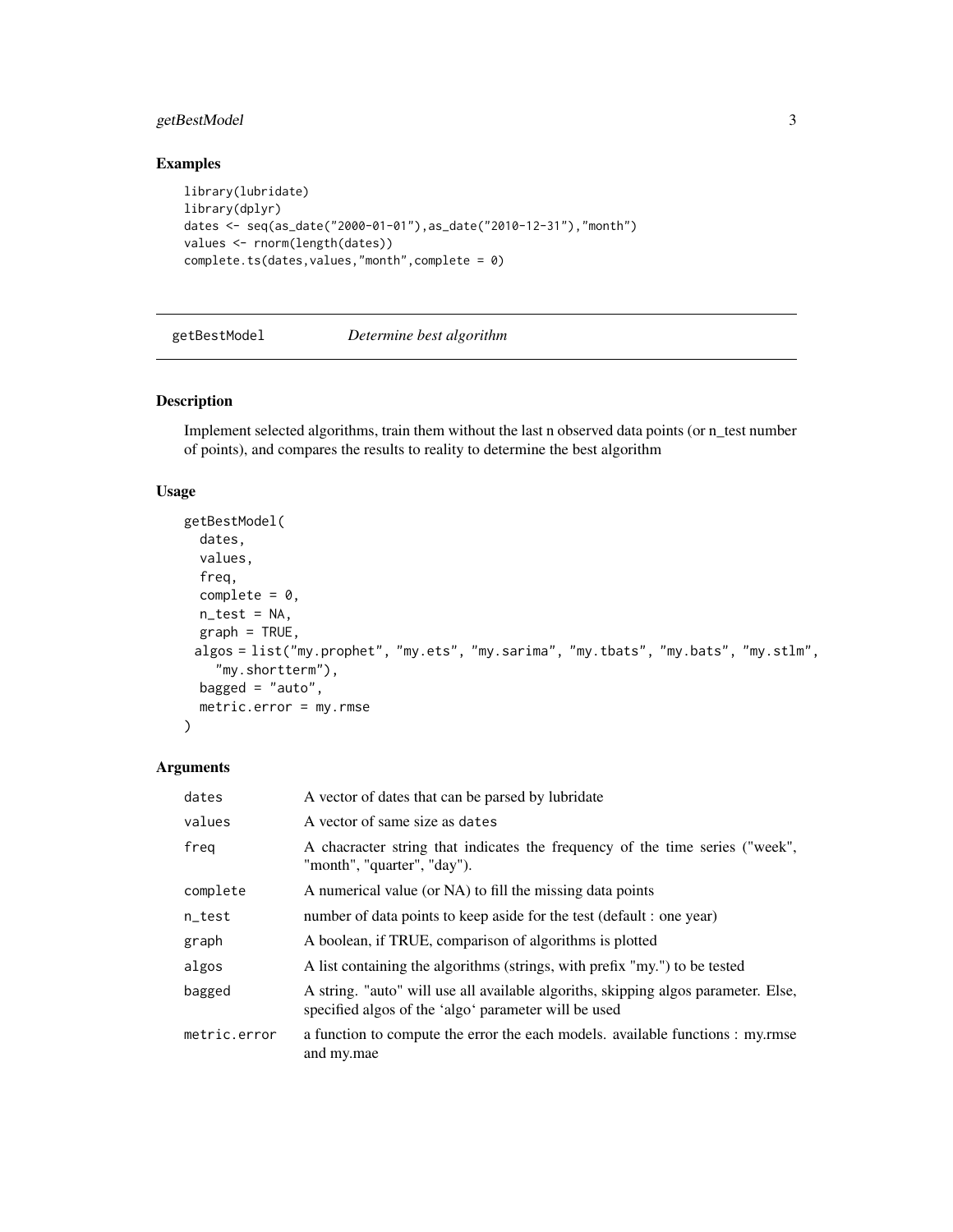## Examples

```
library(lubridate)
library(dplyr)
dates <- seq(as_date("2000-01-01"),as_date("2010-12-31"),"month")
values <- rnorm(length(dates))
complete.ts(dates,values,"month",complete = 0)
```

---

## getBestModel *Determine best algorithm*

---

### Description

Implement selected algorithms, train them without the last n observed data points (or n_test number of points), and compares the results to reality to determine the best algorithm

### Usage

```
getBestModel(
  dates,
  values,
  freq,
  complete = 0,
  n_test = NA,
  graph = TRUE,
 algos = list("my.prophet", "my.ets", "my.sarima", "my.tbats", "my.bats", "my.stlm",
    "my.shortterm"),
  bagged = "auto",
  metric.error = my.rmse
)
```

### Arguments

| | |
|---|---|
| dates | A vector of dates that can be parsed by lubridate |
| values | A vector of same size as dates |
| freq | A chacracter string that indicates the frequency of the time series ("week", "month", "quarter", "day"). |
| complete | A numerical value (or NA) to fill the missing data points |
| n_test | number of data points to keep aside for the test (default : one year) |
| graph | A boolean, if TRUE, comparison of algorithms is plotted |
| algos | A list containing the algorithms (strings, with prefix "my.") to be tested |
| bagged | A string. "auto" will use all available algoriths, skipping algos parameter. Else, specified algos of the 'algo' parameter will be used |
| metric.error | a function to compute the error the each models. available functions : my.rmse and my.mae |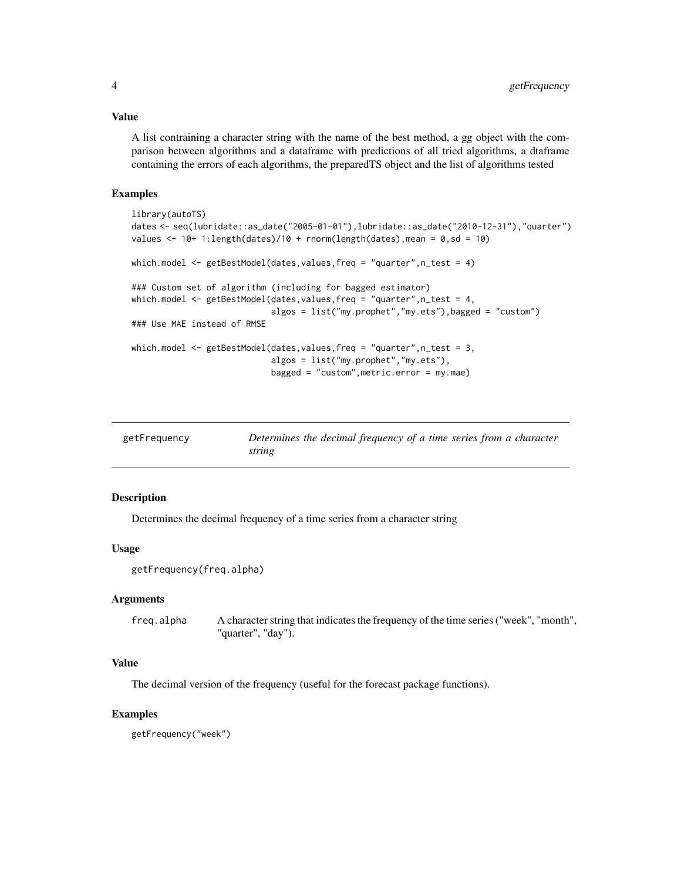### Value

A list contraining a character string with the name of the best method, a gg object with the comparison between algorithms and a dataframe with predictions of all tried algorithms, a dtaframe containing the errors of each algorithms, the preparedTS object and the list of algorithms tested

### Examples

```
library(autoTS)
dates <- seq(lubridate::as_date("2005-01-01"),lubridate::as_date("2010-12-31"),"quarter")
values <- 10+ 1:length(dates)/10 + rnorm(length(dates),mean = 0,sd = 10)

which.model <- getBestModel(dates,values,freq = "quarter",n_test = 4)

### Custom set of algorithm (including for bagged estimator)
which.model <- getBestModel(dates,values,freq = "quarter",n_test = 4,
                            algos = list("my.prophet","my.ets"),bagged = "custom")
### Use MAE instead of RMSE

which.model <- getBestModel(dates,values,freq = "quarter",n_test = 3,
                            algos = list("my.prophet","my.ets"),
                            bagged = "custom",metric.error = my.mae)
```

---

## getFrequency — *Determines the decimal frequency of a time series from a character string*

### Description

Determines the decimal frequency of a time series from a character string

### Usage

```
getFrequency(freq.alpha)
```

### Arguments

| | |
|---|---|
| freq.alpha | A character string that indicates the frequency of the time series ("week", "month", "quarter", "day"). |

### Value

The decimal version of the frequency (useful for the forecast package functions).

### Examples

```
getFrequency("week")
```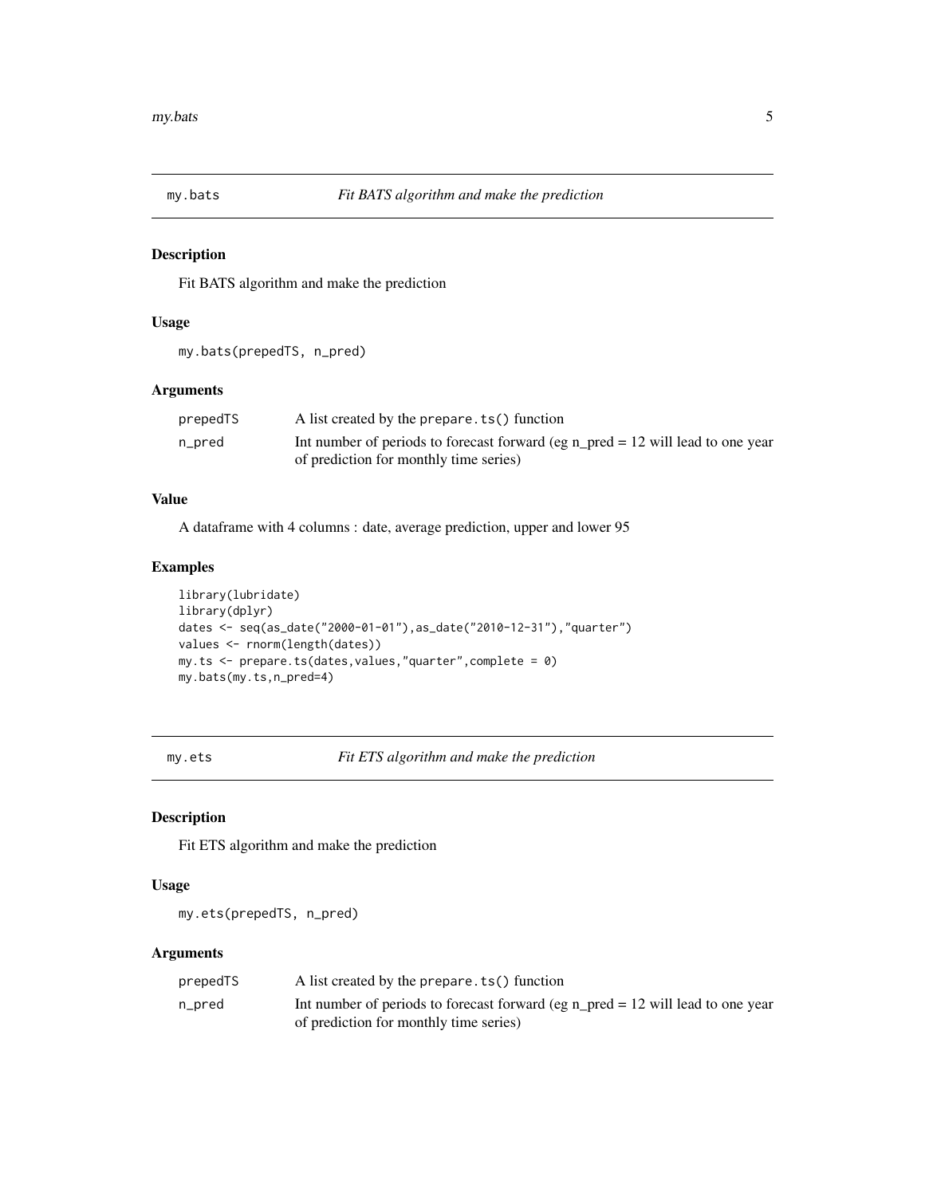## my.bats — *Fit BATS algorithm and make the prediction*

### Description

Fit BATS algorithm and make the prediction

### Usage

```
my.bats(prepedTS, n_pred)
```

### Arguments

| | |
|---|---|
| prepedTS | A list created by the `prepare.ts()` function |
| n_pred | Int number of periods to forecast forward (eg n_pred = 12 will lead to one year of prediction for monthly time series) |

### Value

A dataframe with 4 columns : date, average prediction, upper and lower 95

### Examples

```
library(lubridate)
library(dplyr)
dates <- seq(as_date("2000-01-01"),as_date("2010-12-31"),"quarter")
values <- rnorm(length(dates))
my.ts <- prepare.ts(dates,values,"quarter",complete = 0)
my.bats(my.ts,n_pred=4)
```

## my.ets — *Fit ETS algorithm and make the prediction*

### Description

Fit ETS algorithm and make the prediction

### Usage

```
my.ets(prepedTS, n_pred)
```

### Arguments

| | |
|---|---|
| prepedTS | A list created by the `prepare.ts()` function |
| n_pred | Int number of periods to forecast forward (eg n_pred = 12 will lead to one year of prediction for monthly time series) |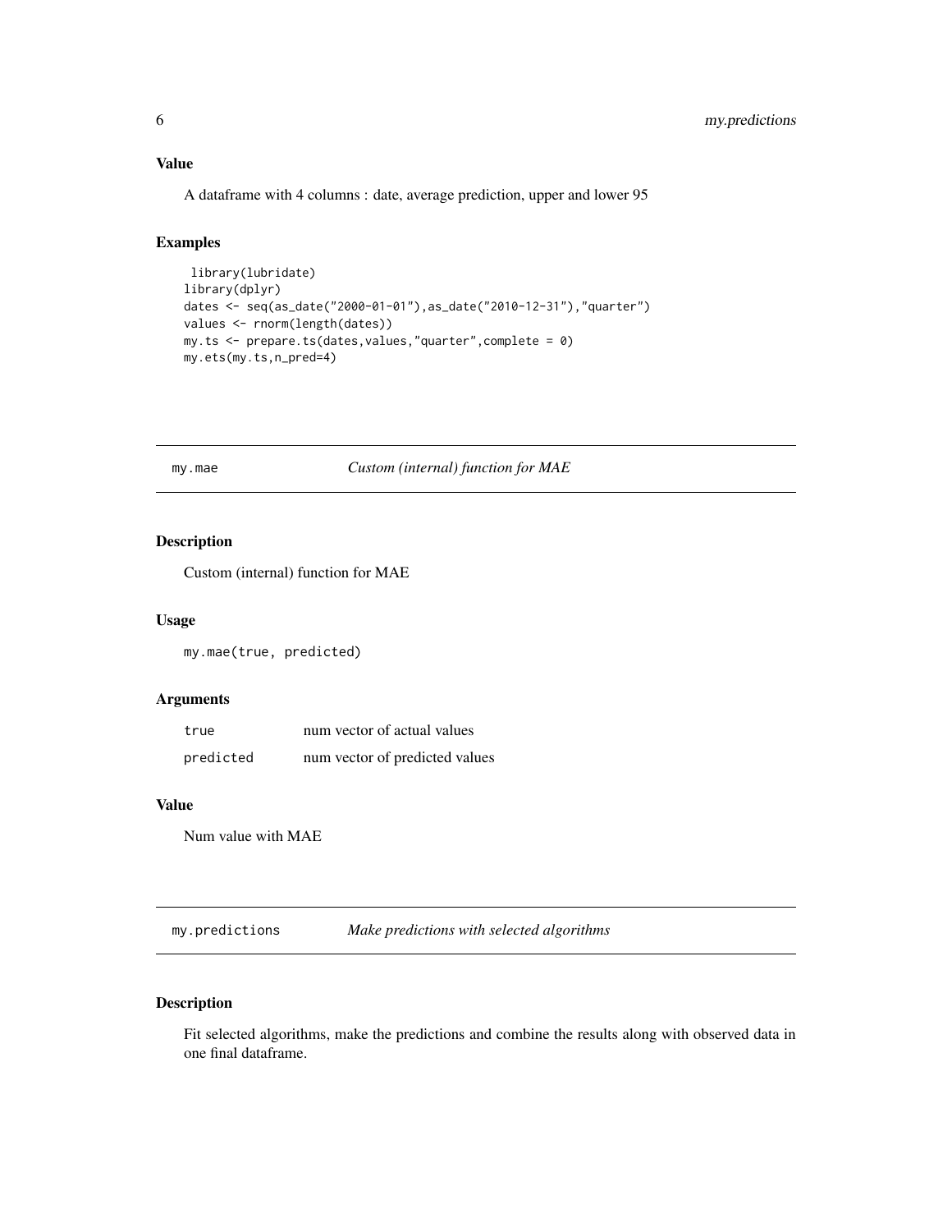### Value

A dataframe with 4 columns : date, average prediction, upper and lower 95

### Examples

```
 library(lubridate)
library(dplyr)
dates <- seq(as_date("2000-01-01"),as_date("2010-12-31"),"quarter")
values <- rnorm(length(dates))
my.ts <- prepare.ts(dates,values,"quarter",complete = 0)
my.ets(my.ts,n_pred=4)
```

---

## my.mae — *Custom (internal) function for MAE*

### Description

Custom (internal) function for MAE

### Usage

```
my.mae(true, predicted)
```

### Arguments

| | |
|---|---|
| `true` | num vector of actual values |
| `predicted` | num vector of predicted values |

### Value

Num value with MAE

---

## my.predictions — *Make predictions with selected algorithms*

### Description

Fit selected algorithms, make the predictions and combine the results along with observed data in one final dataframe.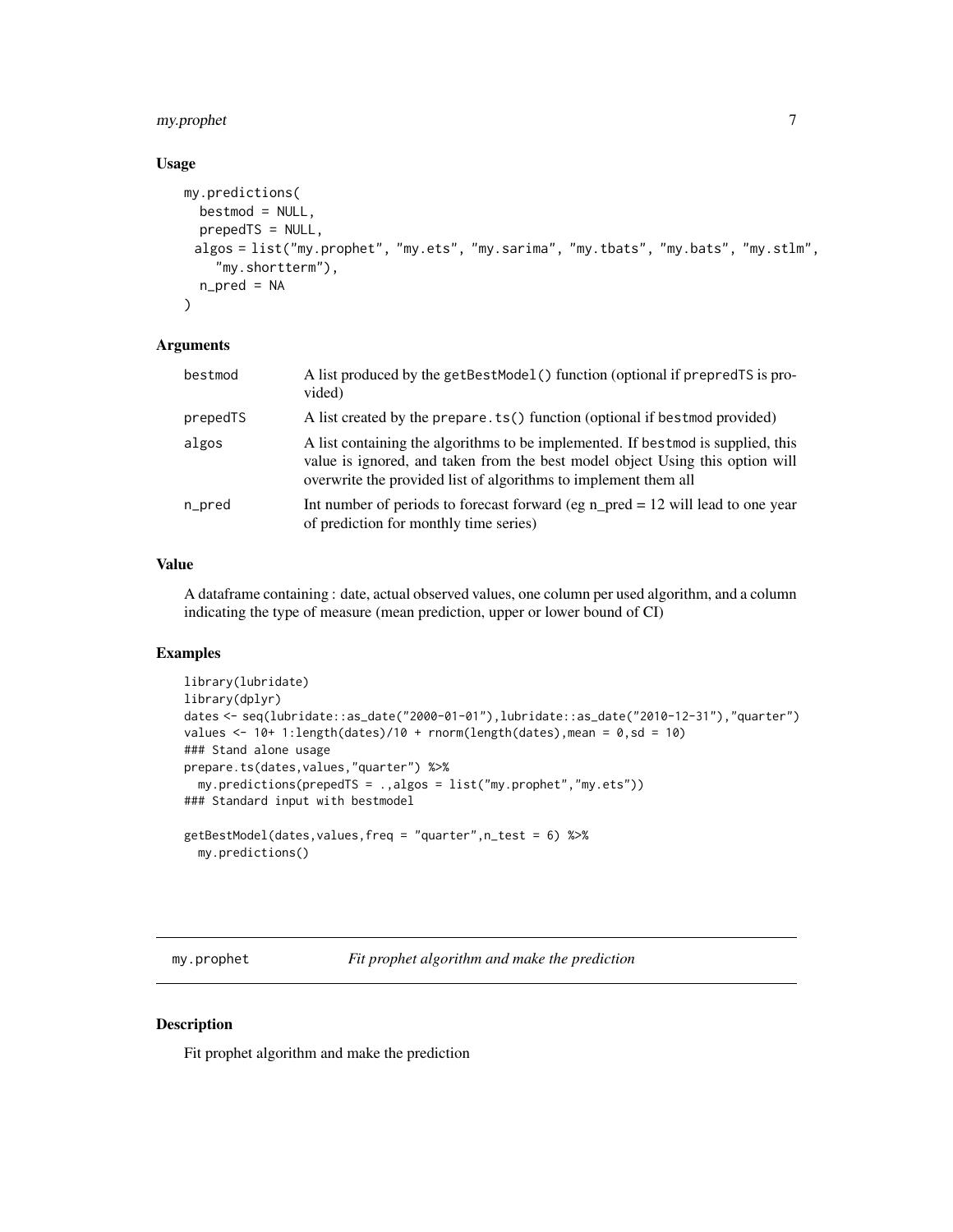## Usage

```
my.predictions(
  bestmod = NULL,
  prepedTS = NULL,
  algos = list("my.prophet", "my.ets", "my.sarima", "my.tbats", "my.bats", "my.stlm",
    "my.shortterm"),
  n_pred = NA
)
```

## Arguments

| | |
|---|---|
| `bestmod` | A list produced by the `getBestModel()` function (optional if `prepredTS` is provided) |
| `prepedTS` | A list created by the `prepare.ts()` function (optional if `bestmod` provided) |
| `algos` | A list containing the algorithms to be implemented. If `bestmod` is supplied, this value is ignored, and taken from the best model object Using this option will overwrite the provided list of algorithms to implement them all |
| `n_pred` | Int number of periods to forecast forward (eg n_pred = 12 will lead to one year of prediction for monthly time series) |

## Value

A dataframe containing : date, actual observed values, one column per used algorithm, and a column indicating the type of measure (mean prediction, upper or lower bound of CI)

## Examples

```
library(lubridate)
library(dplyr)
dates <- seq(lubridate::as_date("2000-01-01"),lubridate::as_date("2010-12-31"),"quarter")
values <- 10+ 1:length(dates)/10 + rnorm(length(dates),mean = 0,sd = 10)
### Stand alone usage
prepare.ts(dates,values,"quarter") %>%
  my.predictions(prepedTS = .,algos = list("my.prophet","my.ets"))
### Standard input with bestmodel

getBestModel(dates,values,freq = "quarter",n_test = 6) %>%
  my.predictions()
```

---

# my.prophet *Fit prophet algorithm and make the prediction*

## Description

Fit prophet algorithm and make the prediction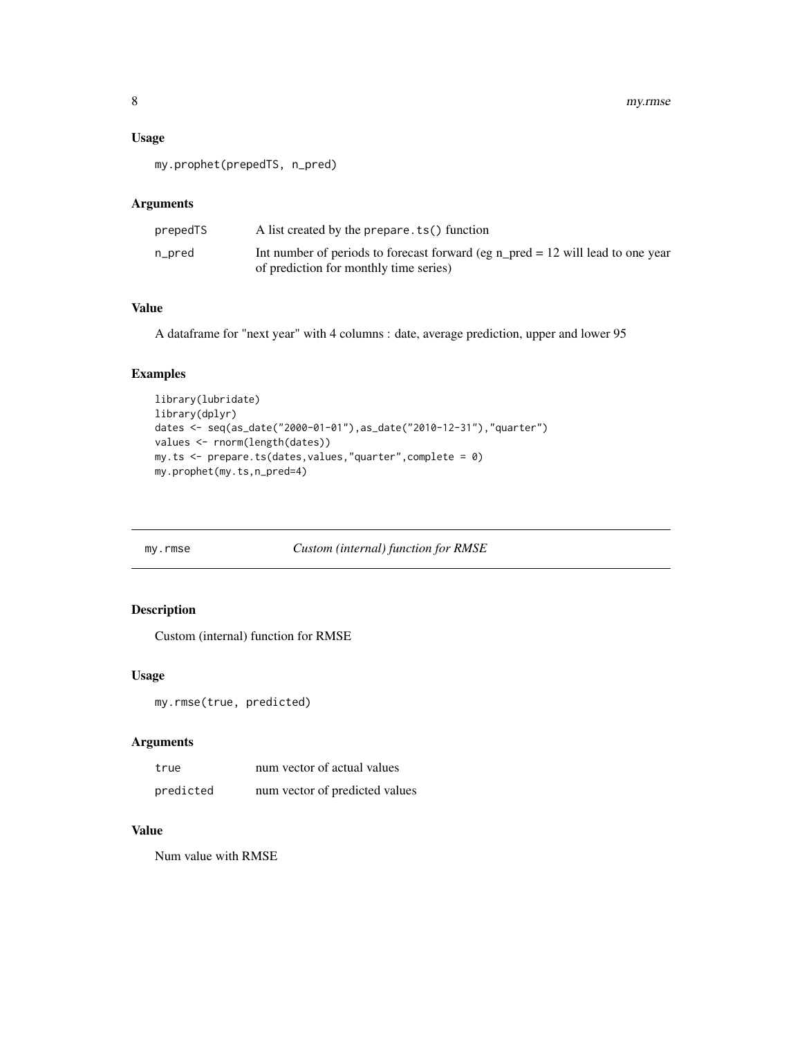### Usage

```
my.prophet(prepedTS, n_pred)
```

### Arguments

| | |
|---|---|
| prepedTS | A list created by the prepare.ts() function |
| n_pred | Int number of periods to forecast forward (eg n_pred = 12 will lead to one year of prediction for monthly time series) |

### Value

A dataframe for "next year" with 4 columns : date, average prediction, upper and lower 95

### Examples

```
library(lubridate)
library(dplyr)
dates <- seq(as_date("2000-01-01"),as_date("2010-12-31"),"quarter")
values <- rnorm(length(dates))
my.ts <- prepare.ts(dates,values,"quarter",complete = 0)
my.prophet(my.ts,n_pred=4)
```

---

## my.rmse *Custom (internal) function for RMSE*

### Description

Custom (internal) function for RMSE

### Usage

```
my.rmse(true, predicted)
```

### Arguments

| | |
|---|---|
| true | num vector of actual values |
| predicted | num vector of predicted values |

### Value

Num value with RMSE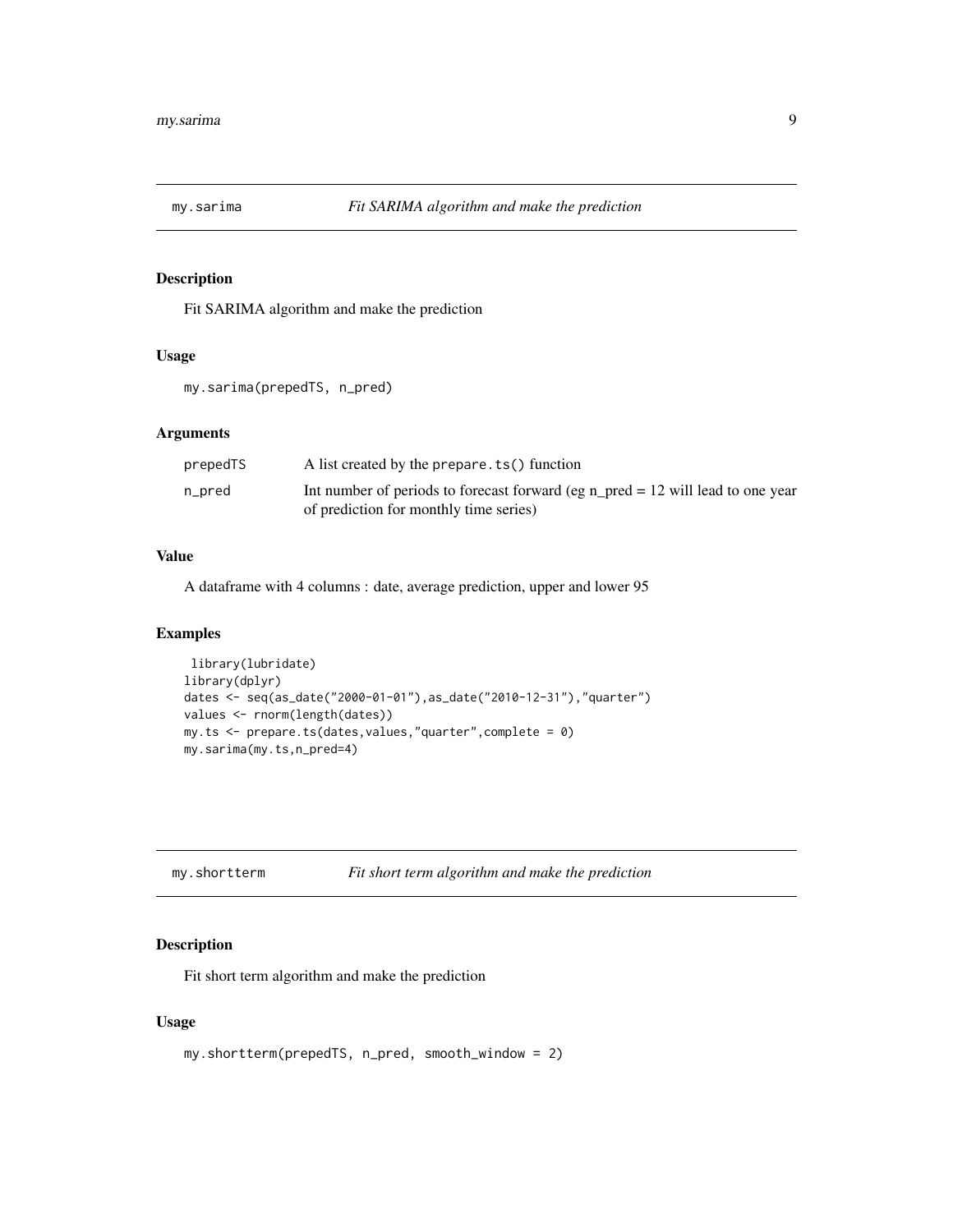## my.sarima — *Fit SARIMA algorithm and make the prediction*

### Description

Fit SARIMA algorithm and make the prediction

### Usage

```
my.sarima(prepedTS, n_pred)
```

### Arguments

| | |
|---|---|
| prepedTS | A list created by the `prepare.ts()` function |
| n_pred | Int number of periods to forecast forward (eg n_pred = 12 will lead to one year of prediction for monthly time series) |

### Value

A dataframe with 4 columns : date, average prediction, upper and lower 95

### Examples

```
 library(lubridate)
library(dplyr)
dates <- seq(as_date("2000-01-01"),as_date("2010-12-31"),"quarter")
values <- rnorm(length(dates))
my.ts <- prepare.ts(dates,values,"quarter",complete = 0)
my.sarima(my.ts,n_pred=4)
```

## my.shortterm — *Fit short term algorithm and make the prediction*

### Description

Fit short term algorithm and make the prediction

### Usage

```
my.shortterm(prepedTS, n_pred, smooth_window = 2)
```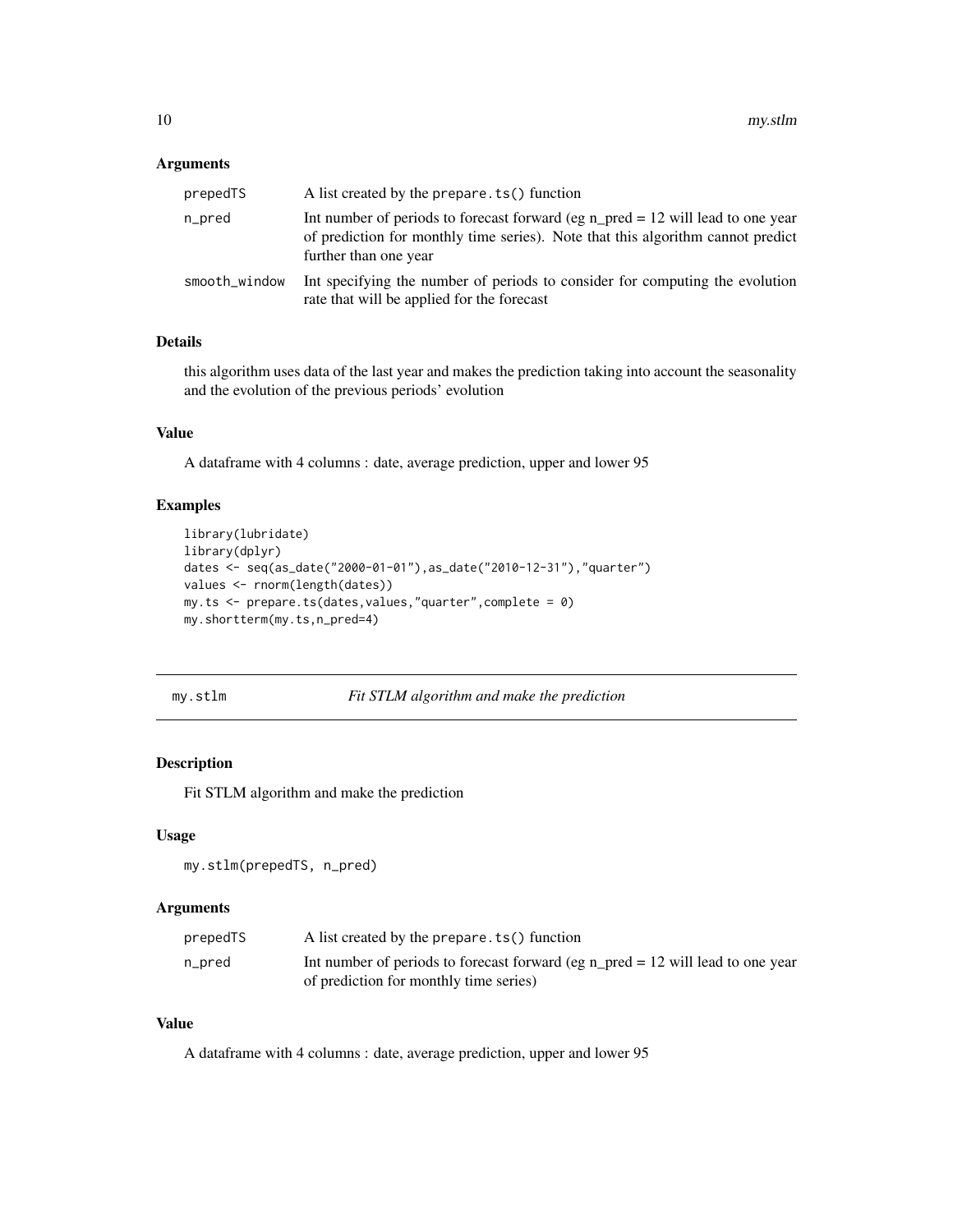## Arguments

| | |
|---|---|
| prepedTS | A list created by the `prepare.ts()` function |
| n_pred | Int number of periods to forecast forward (eg n_pred = 12 will lead to one year of prediction for monthly time series). Note that this algorithm cannot predict further than one year |
| smooth_window | Int specifying the number of periods to consider for computing the evolution rate that will be applied for the forecast |

## Details

this algorithm uses data of the last year and makes the prediction taking into account the seasonality and the evolution of the previous periods' evolution

## Value

A dataframe with 4 columns : date, average prediction, upper and lower 95

## Examples

```
library(lubridate)
library(dplyr)
dates <- seq(as_date("2000-01-01"),as_date("2010-12-31"),"quarter")
values <- rnorm(length(dates))
my.ts <- prepare.ts(dates,values,"quarter",complete = 0)
my.shortterm(my.ts,n_pred=4)
```

---

# my.stlm — *Fit STLM algorithm and make the prediction*

## Description

Fit STLM algorithm and make the prediction

## Usage

```
my.stlm(prepedTS, n_pred)
```

## Arguments

| | |
|---|---|
| prepedTS | A list created by the `prepare.ts()` function |
| n_pred | Int number of periods to forecast forward (eg n_pred = 12 will lead to one year of prediction for monthly time series) |

## Value

A dataframe with 4 columns : date, average prediction, upper and lower 95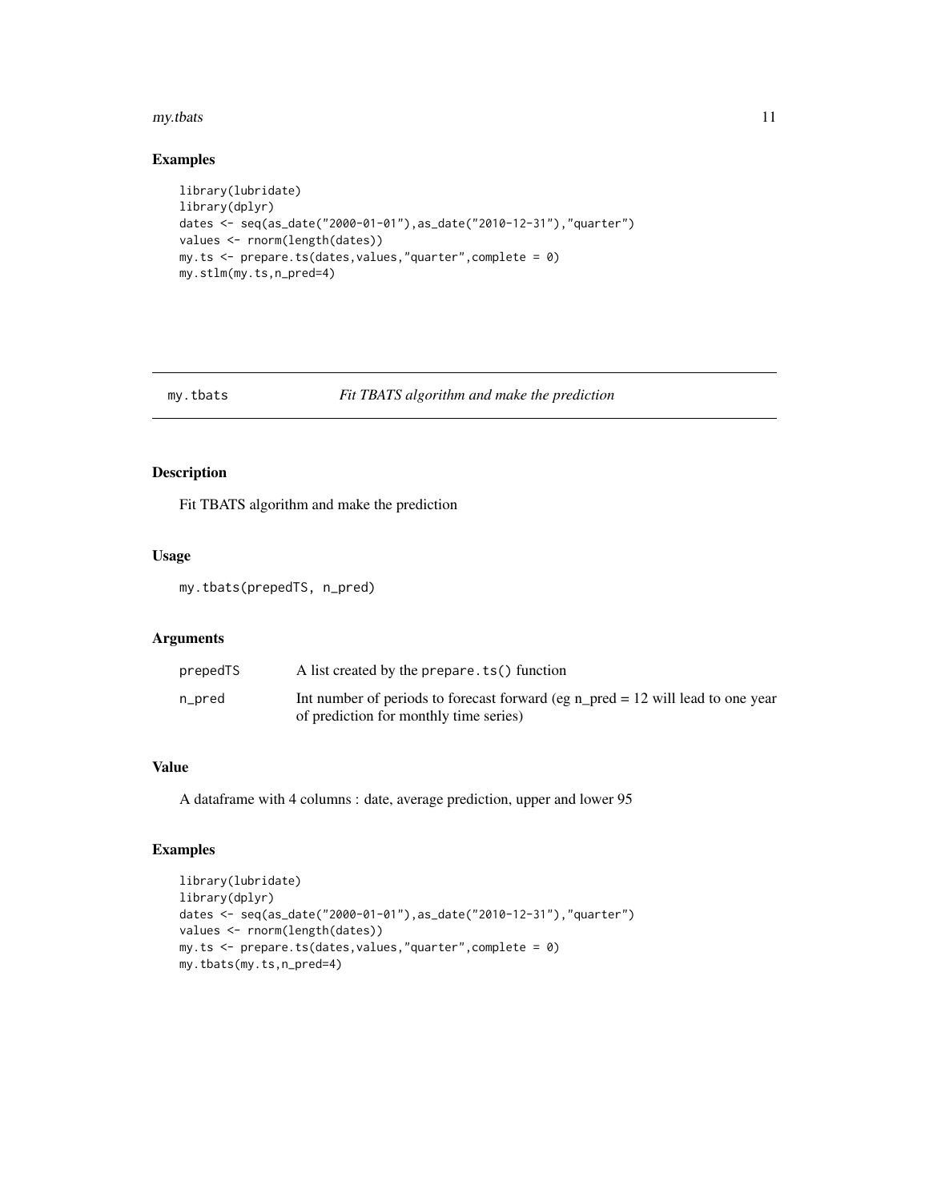## Examples

```
library(lubridate)
library(dplyr)
dates <- seq(as_date("2000-01-01"),as_date("2010-12-31"),"quarter")
values <- rnorm(length(dates))
my.ts <- prepare.ts(dates,values,"quarter",complete = 0)
my.stlm(my.ts,n_pred=4)
```

---

## my.tbats *Fit TBATS algorithm and make the prediction*

### Description

Fit TBATS algorithm and make the prediction

### Usage

```
my.tbats(prepedTS, n_pred)
```

### Arguments

| | |
|---|---|
| prepedTS | A list created by the `prepare.ts()` function |
| n_pred | Int number of periods to forecast forward (eg n_pred = 12 will lead to one year of prediction for monthly time series) |

### Value

A dataframe with 4 columns : date, average prediction, upper and lower 95

### Examples

```
library(lubridate)
library(dplyr)
dates <- seq(as_date("2000-01-01"),as_date("2010-12-31"),"quarter")
values <- rnorm(length(dates))
my.ts <- prepare.ts(dates,values,"quarter",complete = 0)
my.tbats(my.ts,n_pred=4)
```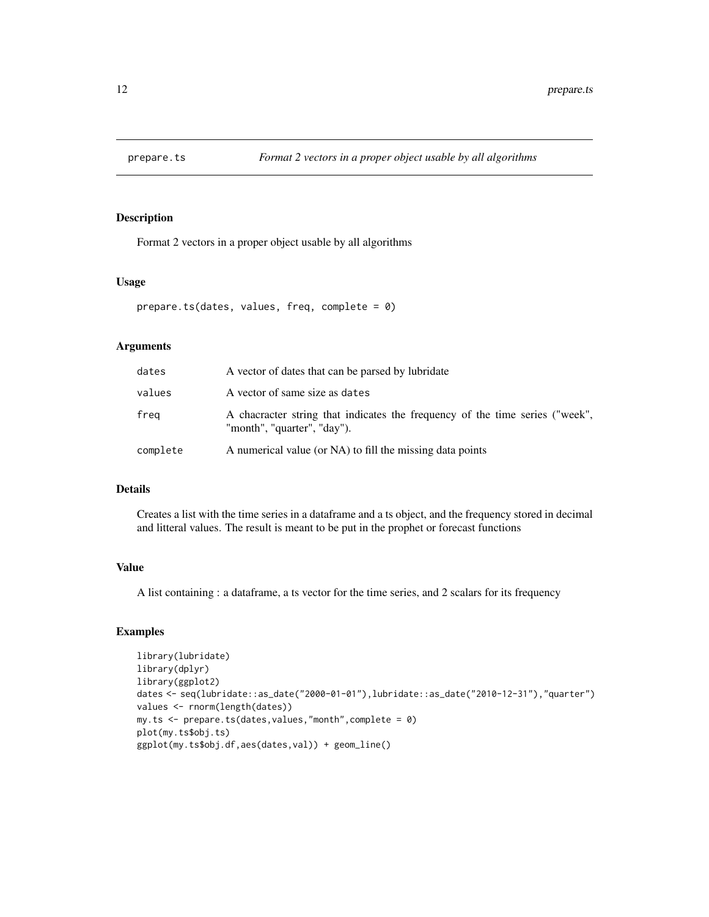# prepare.ts — *Format 2 vectors in a proper object usable by all algorithms*

## Description

Format 2 vectors in a proper object usable by all algorithms

## Usage

```
prepare.ts(dates, values, freq, complete = 0)
```

## Arguments

| | |
|---|---|
| dates | A vector of dates that can be parsed by lubridate |
| values | A vector of same size as dates |
| freq | A chacracter string that indicates the frequency of the time series ("week", "month", "quarter", "day"). |
| complete | A numerical value (or NA) to fill the missing data points |

## Details

Creates a list with the time series in a dataframe and a ts object, and the frequency stored in decimal and litteral values. The result is meant to be put in the prophet or forecast functions

## Value

A list containing : a dataframe, a ts vector for the time series, and 2 scalars for its frequency

## Examples

```
library(lubridate)
library(dplyr)
library(ggplot2)
dates <- seq(lubridate::as_date("2000-01-01"),lubridate::as_date("2010-12-31"),"quarter")
values <- rnorm(length(dates))
my.ts <- prepare.ts(dates,values,"month",complete = 0)
plot(my.ts$obj.ts)
ggplot(my.ts$obj.df,aes(dates,val)) + geom_line()
```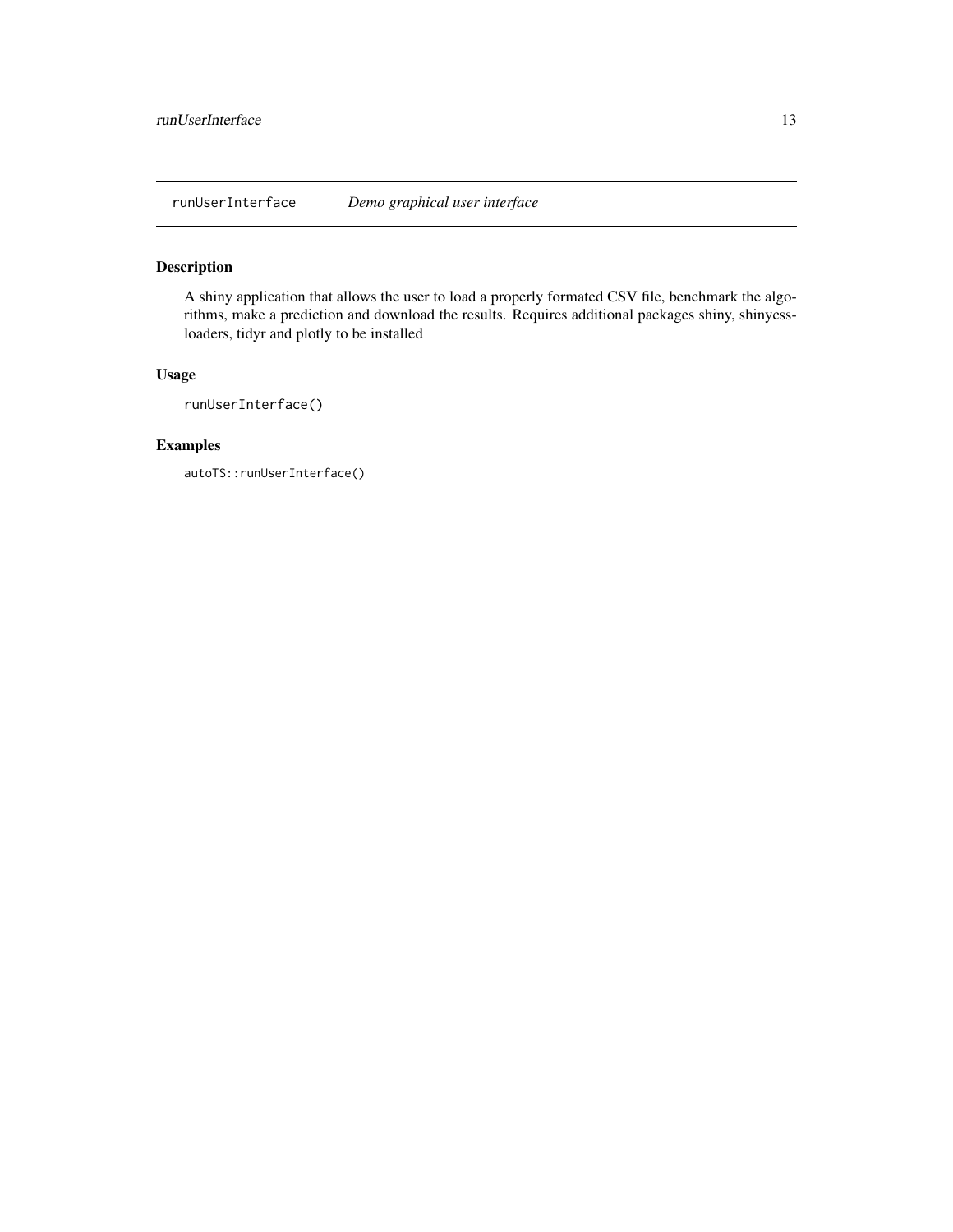## runUserInterface *Demo graphical user interface*

### Description

A shiny application that allows the user to load a properly formated CSV file, benchmark the algorithms, make a prediction and download the results. Requires additional packages shiny, shinycssloaders, tidyr and plotly to be installed

### Usage

```
runUserInterface()
```

### Examples

```
autoTS::runUserInterface()
```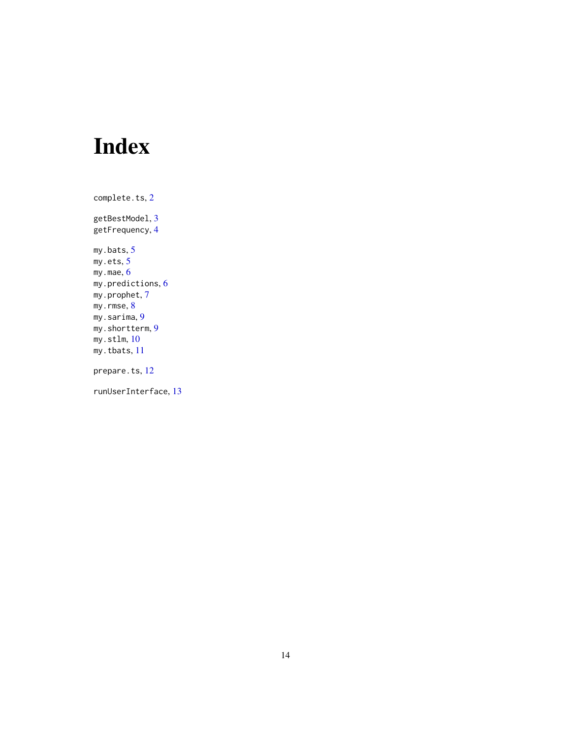# Index

complete.ts, 2

getBestModel, 3
getFrequency, 4

my.bats, 5
my.ets, 5
my.mae, 6
my.predictions, 6
my.prophet, 7
my.rmse, 8
my.sarima, 9
my.shortterm, 9
my.stlm, 10
my.tbats, 11

prepare.ts, 12

runUserInterface, 13